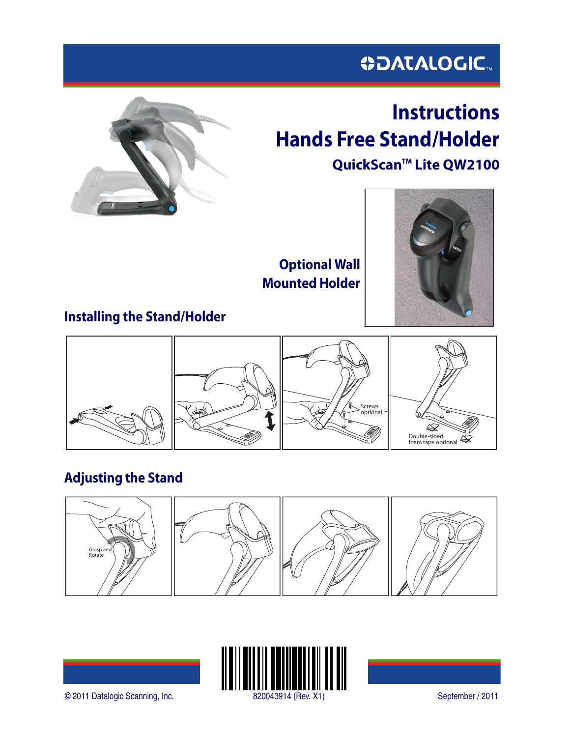DATALOGIC

# Instructions
# Hands Free Stand/Holder
### QuickScan™ Lite QW2100

**Optional Wall Mounted Holder**

## Installing the Stand/Holder

Screws optional

Double-sided foam tape optional

## Adjusting the Stand

Grasp and Rotate

© 2011 Datalogic Scanning, Inc.

820043914 (Rev. X1)

September / 2011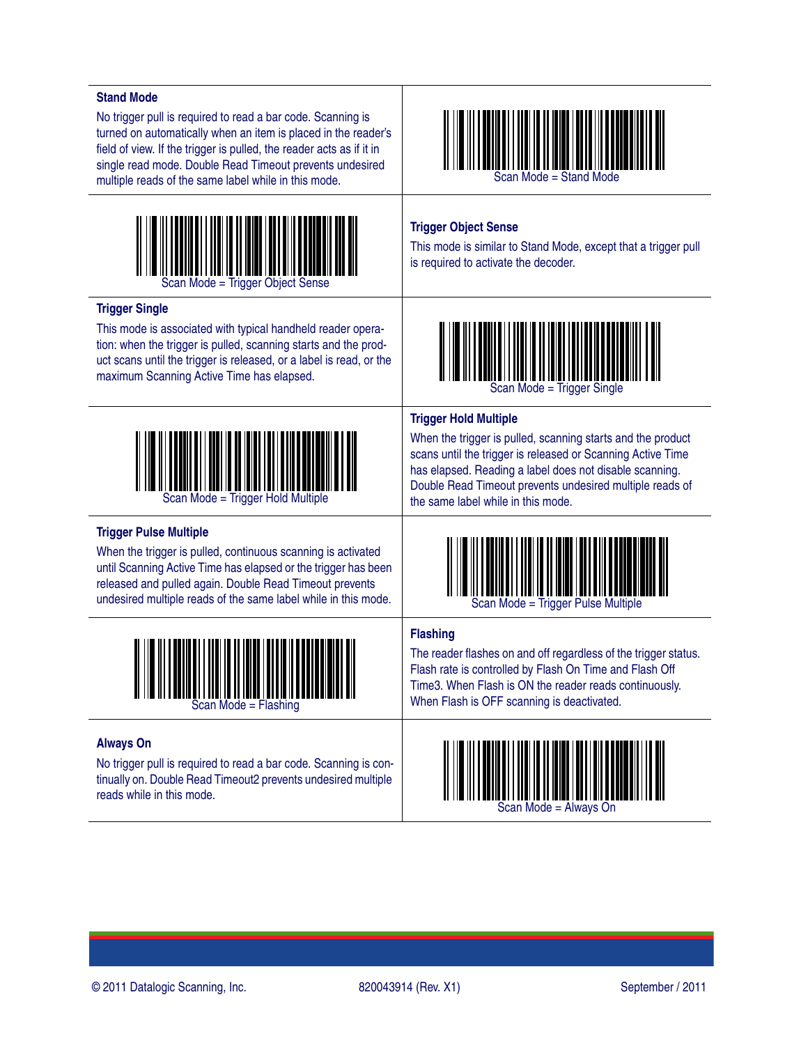### Stand Mode

No trigger pull is required to read a bar code. Scanning is turned on automatically when an item is placed in the reader's field of view. If the trigger is pulled, the reader acts as if it in single read mode. Double Read Timeout prevents undesired multiple reads of the same label while in this mode.

Scan Mode = Stand Mode

### Trigger Object Sense

This mode is similar to Stand Mode, except that a trigger pull is required to activate the decoder.

Scan Mode = Trigger Object Sense

### Trigger Single

This mode is associated with typical handheld reader operation: when the trigger is pulled, scanning starts and the product scans until the trigger is released, or a label is read, or the maximum Scanning Active Time has elapsed.

Scan Mode = Trigger Single

### Trigger Hold Multiple

When the trigger is pulled, scanning starts and the product scans until the trigger is released or Scanning Active Time has elapsed. Reading a label does not disable scanning. Double Read Timeout prevents undesired multiple reads of the same label while in this mode.

Scan Mode = Trigger Hold Multiple

### Trigger Pulse Multiple

When the trigger is pulled, continuous scanning is activated until Scanning Active Time has elapsed or the trigger has been released and pulled again. Double Read Timeout prevents undesired multiple reads of the same label while in this mode.

Scan Mode = Trigger Pulse Multiple

### Flashing

The reader flashes on and off regardless of the trigger status. Flash rate is controlled by Flash On Time and Flash Off Time3. When Flash is ON the reader reads continuously. When Flash is OFF scanning is deactivated.

Scan Mode = Flashing

### Always On

No trigger pull is required to read a bar code. Scanning is continually on. Double Read Timeout2 prevents undesired multiple reads while in this mode.

Scan Mode = Always On

© 2011 Datalogic Scanning, Inc. 820043914 (Rev. X1) September / 2011